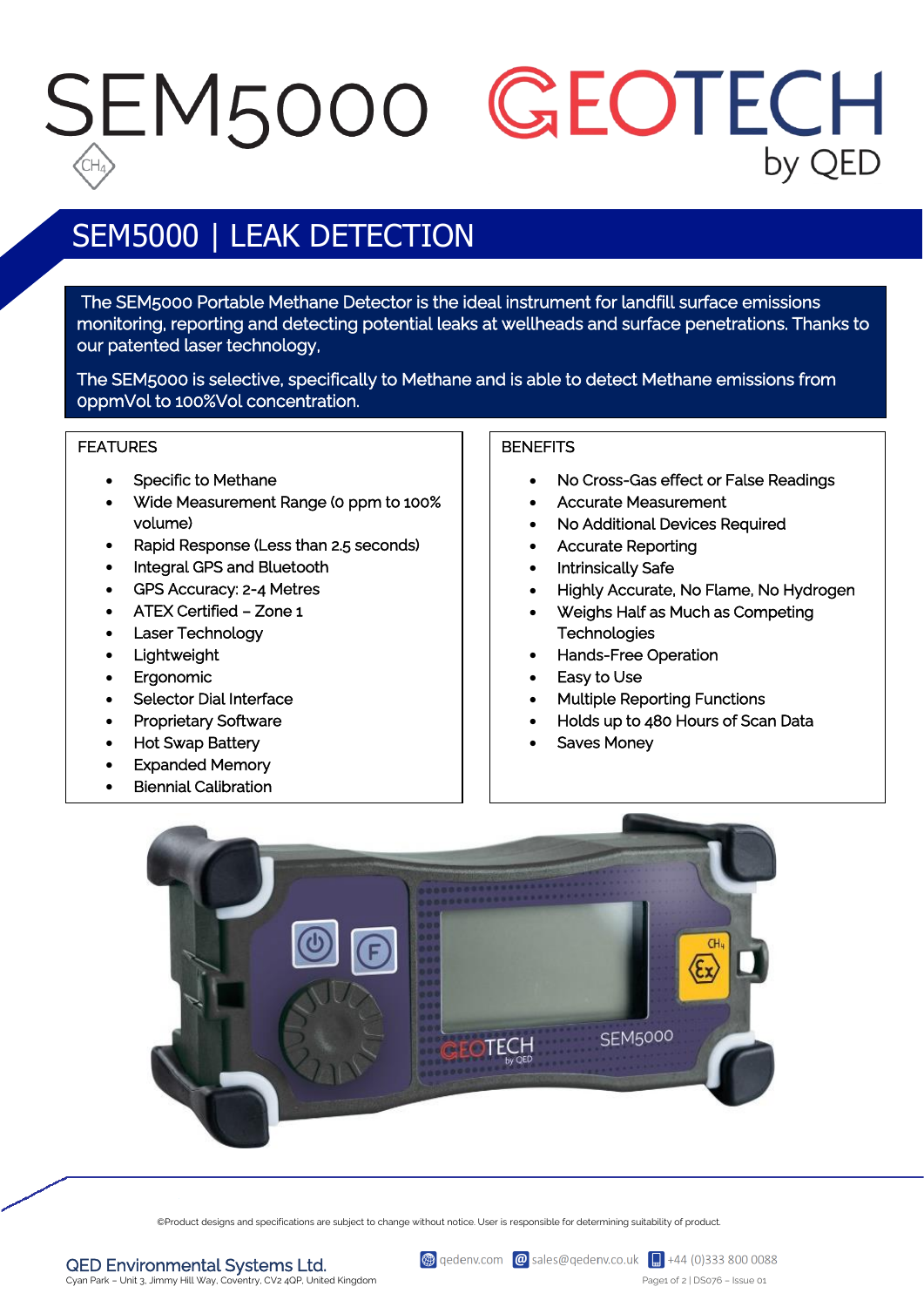# SEM5000

GEOTECH by QED

## SEM5000 | LEAK DETECTION

The SEM5000 Portable Methane Detector is the ideal instrument for landfill surface emissions monitoring, reporting and detecting potential leaks at wellheads and surface penetrations. Thanks to our patented laser technology,

The SEM5000 is selective, specifically to Methane and is able to detect Methane emissions from 0ppmVol to 100%Vol concentration.

### FEATURES

- Specific to Methane
- Wide Measurement Range (0 ppm to 100% volume)
- Rapid Response (Less than 2.5 seconds)
- Integral GPS and Bluetooth
- GPS Accuracy: 2-4 Metres
- ATEX Certified – Zone 1
- Laser Technology
- Lightweight
- Ergonomic
- Selector Dial Interface
- Proprietary Software
- Hot Swap Battery
- Expanded Memory
- Biennial Calibration

### BENEFITS

- No Cross-Gas effect or False Readings
- Accurate Measurement
- No Additional Devices Required
- Accurate Reporting
- Intrinsically Safe
- Highly Accurate, No Flame, No Hydrogen
- Weighs Half as Much as Competing Technologies
- Hands-Free Operation
- Easy to Use
- Multiple Reporting Functions
- Holds up to 480 Hours of Scan Data
- Saves Money

©Product designs and specifications are subject to change without notice. User is responsible for determining suitability of product.

QED Environmental Systems Ltd.
Cyan Park – Unit 3, Jimmy Hill Way, Coventry, CV2 4QP, United Kingdom

qedenv.com | sales@qedenv.co.uk | +44 (0)333 800 0088

DS076 – Issue 01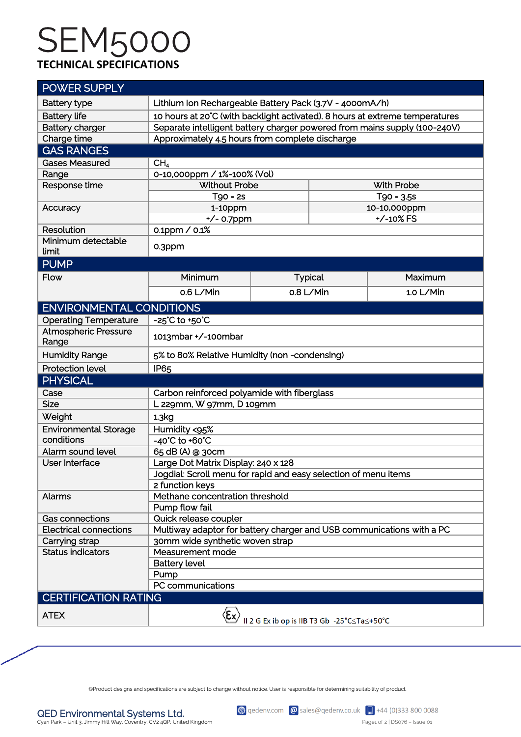# SEM5000

## TECHNICAL SPECIFICATIONS

| | | | |
|---|---|---|---|
| **POWER SUPPLY** | | | |
| Battery type | Lithium Ion Rechargeable Battery Pack (3.7V - 4000mA/h) | | |
| Battery life | 10 hours at 20˚C (with backlight activated). 8 hours at extreme temperatures | | |
| Battery charger | Separate intelligent battery charger powered from mains supply (100-240V) | | |
| Charge time | Approximately 4.5 hours from complete discharge | | |
| **GAS RANGES** | | | |
| Gases Measured | $CH_4$ | | |
| Range | 0-10,000ppm / 1%-100% (Vol) | | |
| Response time | Without Probe | | With Probe |
| | T90 = 2s | | T90 = 3.5s |
| Accuracy | 1-10ppm | | 10-10,000ppm |
| | +/- 0.7ppm | | +/-10% FS |
| Resolution | 0.1ppm / 0.1% | | |
| Minimum detectable limit | 0.3ppm | | |
| **PUMP** | | | |
| Flow | Minimum | Typical | Maximum |
| | 0.6 L/Min | 0.8 L/Min | 1.0 L/Min |
| **ENVIRONMENTAL CONDITIONS** | | | |
| Operating Temperature | -25˚C to +50˚C | | |
| Atmospheric Pressure Range | 1013mbar +/-100mbar | | |
| Humidity Range | 5% to 80% Relative Humidity (non -condensing) | | |
| Protection level | IP65 | | |
| **PHYSICAL** | | | |
| Case | Carbon reinforced polyamide with fiberglass | | |
| Size | L 229mm, W 97mm, D 109mm | | |
| Weight | 1.3kg | | |
| Environmental Storage conditions | Humidity <95% | | |
| | -40˚C to +60˚C | | |
| Alarm sound level | 65 dB (A) @ 30cm | | |
| User Interface | Large Dot Matrix Display: 240 x 128 | | |
| | Jogdial: Scroll menu for rapid and easy selection of menu items | | |
| | 2 function keys | | |
| Alarms | Methane concentration threshold | | |
| | Pump flow fail | | |
| Gas connections | Quick release coupler | | |
| Electrical connections | Multiway adaptor for battery charger and USB communications with a PC | | |
| Carrying strap | 30mm wide synthetic woven strap | | |
| Status indicators | Measurement mode | | |
| | Battery level | | |
| | Pump | | |
| | PC communications | | |
| **CERTIFICATION RATING** | | | |
| ATEX | Ex II 2 G Ex ib op is IIB T3 Gb -25°C≤Ta≤+50°C | | |

©Product designs and specifications are subject to change without notice. User is responsible for determining suitability of product.

QED Environmental Systems Ltd.
Cyan Park – Unit 3, Jimmy Hill Way, Coventry, CV2 4QP, United Kingdom

qedenv.com | sales@qedenv.co.uk | +44 (0)333 800 0088

DS076 – Issue 01